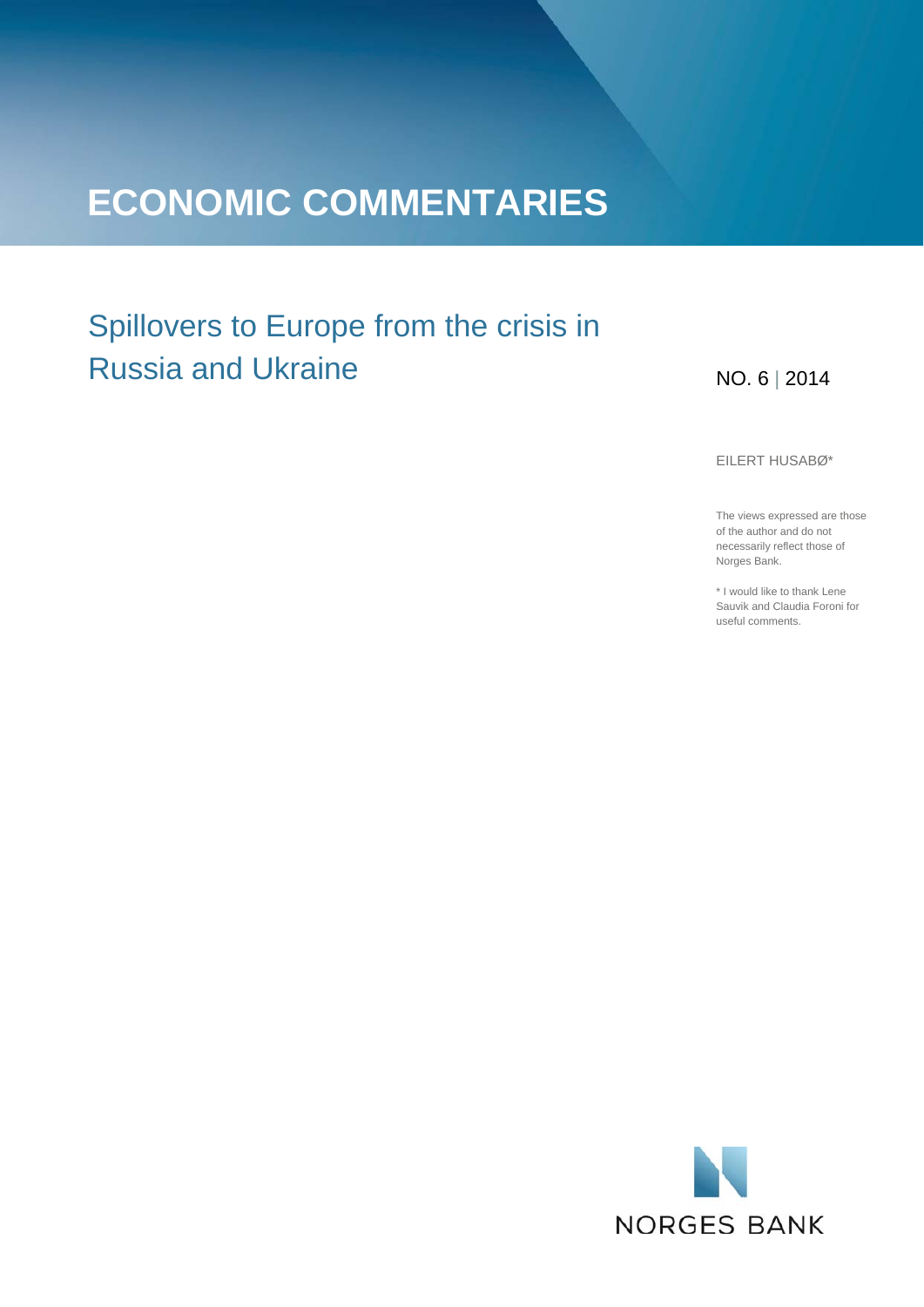# ECONOMIC COMMENTARIES

## Spillovers to Europe from the crisis in Russia and Ukraine

NO. 6 | 2014

EILERT HUSABØ*

The views expressed are those of the author and do not necessarily reflect those of Norges Bank.

* I would like to thank Lene Sauvik and Claudia Foroni for useful comments.

NORGES BANK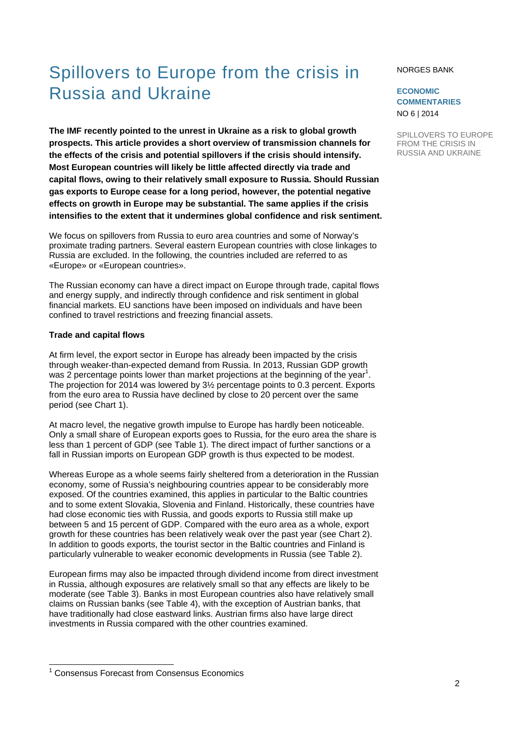# Spillovers to Europe from the crisis in Russia and Ukraine

NORGES BANK

**ECONOMIC COMMENTARIES**

NO 6 | 2014

SPILLOVERS TO EUROPE FROM THE CRISIS IN RUSSIA AND UKRAINE

**The IMF recently pointed to the unrest in Ukraine as a risk to global growth prospects. This article provides a short overview of transmission channels for the effects of the crisis and potential spillovers if the crisis should intensify. Most European countries will likely be little affected directly via trade and capital flows, owing to their relatively small exposure to Russia. Should Russian gas exports to Europe cease for a long period, however, the potential negative effects on growth in Europe may be substantial. The same applies if the crisis intensifies to the extent that it undermines global confidence and risk sentiment.**

We focus on spillovers from Russia to euro area countries and some of Norway's proximate trading partners. Several eastern European countries with close linkages to Russia are excluded. In the following, the countries included are referred to as «Europe» or «European countries».

The Russian economy can have a direct impact on Europe through trade, capital flows and energy supply, and indirectly through confidence and risk sentiment in global financial markets. EU sanctions have been imposed on individuals and have been confined to travel restrictions and freezing financial assets.

**Trade and capital flows**

At firm level, the export sector in Europe has already been impacted by the crisis through weaker-than-expected demand from Russia. In 2013, Russian GDP growth was 2 percentage points lower than market projections at the beginning of the year[1]. The projection for 2014 was lowered by 3½ percentage points to 0.3 percent. Exports from the euro area to Russia have declined by close to 20 percent over the same period (see Chart 1).

At macro level, the negative growth impulse to Europe has hardly been noticeable. Only a small share of European exports goes to Russia, for the euro area the share is less than 1 percent of GDP (see Table 1). The direct impact of further sanctions or a fall in Russian imports on European GDP growth is thus expected to be modest.

Whereas Europe as a whole seems fairly sheltered from a deterioration in the Russian economy, some of Russia's neighbouring countries appear to be considerably more exposed. Of the countries examined, this applies in particular to the Baltic countries and to some extent Slovakia, Slovenia and Finland. Historically, these countries have had close economic ties with Russia, and goods exports to Russia still make up between 5 and 15 percent of GDP. Compared with the euro area as a whole, export growth for these countries has been relatively weak over the past year (see Chart 2). In addition to goods exports, the tourist sector in the Baltic countries and Finland is particularly vulnerable to weaker economic developments in Russia (see Table 2).

European firms may also be impacted through dividend income from direct investment in Russia, although exposures are relatively small so that any effects are likely to be moderate (see Table 3). Banks in most European countries also have relatively small claims on Russian banks (see Table 4), with the exception of Austrian banks, that have traditionally had close eastward links. Austrian firms also have large direct investments in Russia compared with the other countries examined.

[1] Consensus Forecast from Consensus Economics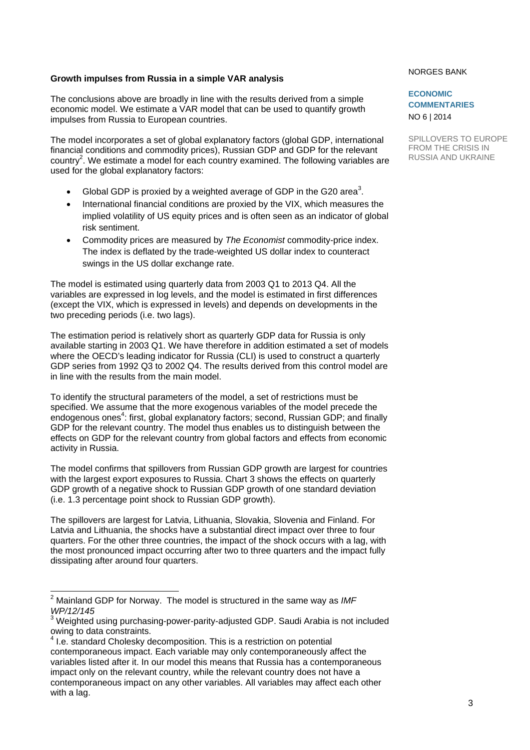### Growth impulses from Russia in a simple VAR analysis

The conclusions above are broadly in line with the results derived from a simple economic model. We estimate a VAR model that can be used to quantify growth impulses from Russia to European countries.

The model incorporates a set of global explanatory factors (global GDP, international financial conditions and commodity prices), Russian GDP and GDP for the relevant country[2]. We estimate a model for each country examined. The following variables are used for the global explanatory factors:

- Global GDP is proxied by a weighted average of GDP in the G20 area[3].
- International financial conditions are proxied by the VIX, which measures the implied volatility of US equity prices and is often seen as an indicator of global risk sentiment.
- Commodity prices are measured by *The Economist* commodity-price index. The index is deflated by the trade-weighted US dollar index to counteract swings in the US dollar exchange rate.

The model is estimated using quarterly data from 2003 Q1 to 2013 Q4. All the variables are expressed in log levels, and the model is estimated in first differences (except the VIX, which is expressed in levels) and depends on developments in the two preceding periods (i.e. two lags).

The estimation period is relatively short as quarterly GDP data for Russia is only available starting in 2003 Q1. We have therefore in addition estimated a set of models where the OECD's leading indicator for Russia (CLI) is used to construct a quarterly GDP series from 1992 Q3 to 2002 Q4. The results derived from this control model are in line with the results from the main model.

To identify the structural parameters of the model, a set of restrictions must be specified. We assume that the more exogenous variables of the model precede the endogenous ones[4]: first, global explanatory factors; second, Russian GDP; and finally GDP for the relevant country. The model thus enables us to distinguish between the effects on GDP for the relevant country from global factors and effects from economic activity in Russia.

The model confirms that spillovers from Russian GDP growth are largest for countries with the largest export exposures to Russia. Chart 3 shows the effects on quarterly GDP growth of a negative shock to Russian GDP growth of one standard deviation (i.e. 1.3 percentage point shock to Russian GDP growth).

The spillovers are largest for Latvia, Lithuania, Slovakia, Slovenia and Finland. For Latvia and Lithuania, the shocks have a substantial direct impact over three to four quarters. For the other three countries, the impact of the shock occurs with a lag, with the most pronounced impact occurring after two to three quarters and the impact fully dissipating after around four quarters.

---

[2] Mainland GDP for Norway. The model is structured in the same way as *IMF WP/12/145*

[3] Weighted using purchasing-power-parity-adjusted GDP. Saudi Arabia is not included owing to data constraints.

[4] I.e. standard Cholesky decomposition. This is a restriction on potential contemporaneous impact. Each variable may only contemporaneously affect the variables listed after it. In our model this means that Russia has a contemporaneous impact only on the relevant country, while the relevant country does not have a contemporaneous impact on any other variables. All variables may affect each other with a lag.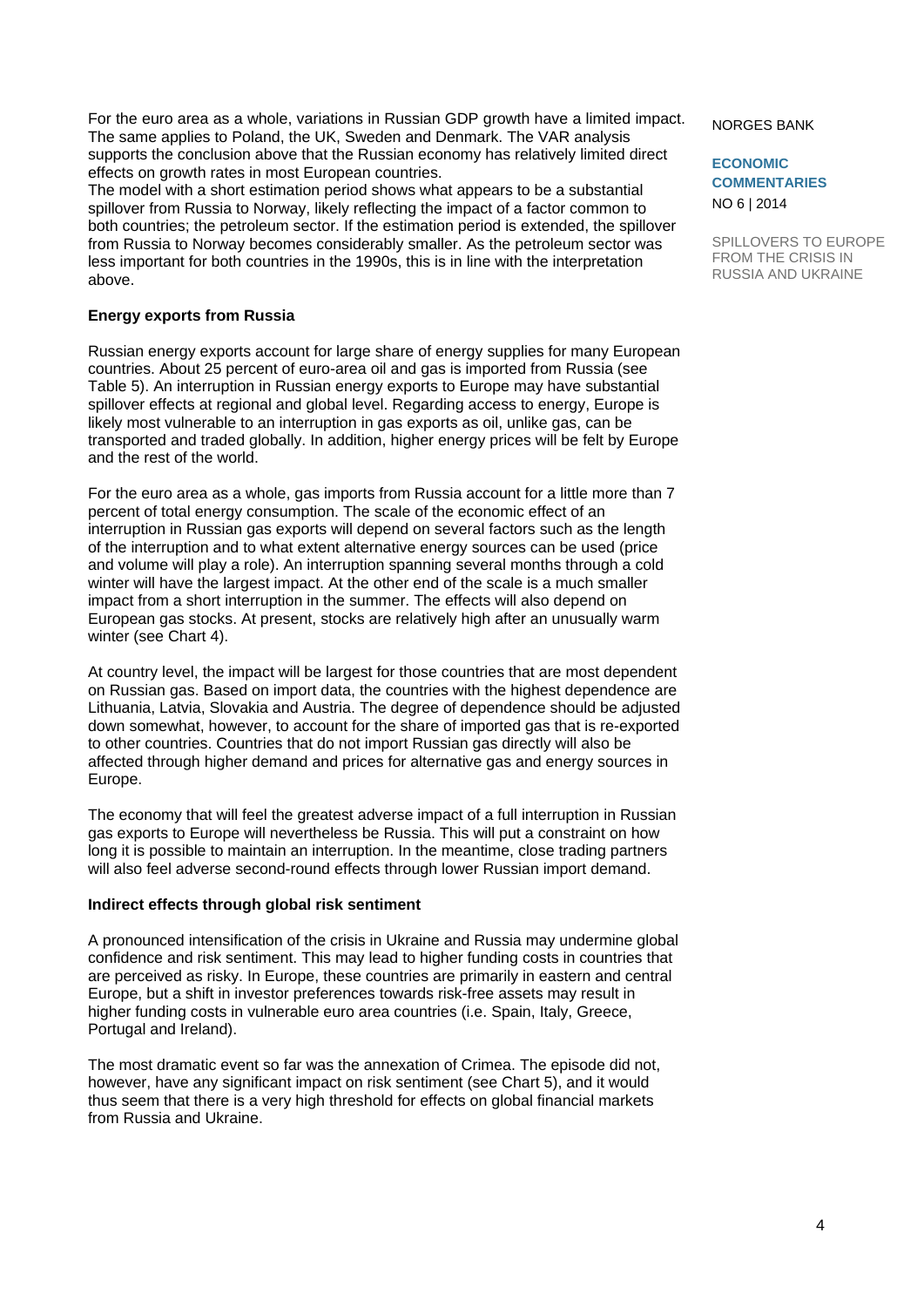For the euro area as a whole, variations in Russian GDP growth have a limited impact. The same applies to Poland, the UK, Sweden and Denmark. The VAR analysis supports the conclusion above that the Russian economy has relatively limited direct effects on growth rates in most European countries.
The model with a short estimation period shows what appears to be a substantial spillover from Russia to Norway, likely reflecting the impact of a factor common to both countries; the petroleum sector. If the estimation period is extended, the spillover from Russia to Norway becomes considerably smaller. As the petroleum sector was less important for both countries in the 1990s, this is in line with the interpretation above.

**Energy exports from Russia**

Russian energy exports account for large share of energy supplies for many European countries. About 25 percent of euro-area oil and gas is imported from Russia (see Table 5). An interruption in Russian energy exports to Europe may have substantial spillover effects at regional and global level. Regarding access to energy, Europe is likely most vulnerable to an interruption in gas exports as oil, unlike gas, can be transported and traded globally. In addition, higher energy prices will be felt by Europe and the rest of the world.

For the euro area as a whole, gas imports from Russia account for a little more than 7 percent of total energy consumption. The scale of the economic effect of an interruption in Russian gas exports will depend on several factors such as the length of the interruption and to what extent alternative energy sources can be used (price and volume will play a role). An interruption spanning several months through a cold winter will have the largest impact. At the other end of the scale is a much smaller impact from a short interruption in the summer. The effects will also depend on European gas stocks. At present, stocks are relatively high after an unusually warm winter (see Chart 4).

At country level, the impact will be largest for those countries that are most dependent on Russian gas. Based on import data, the countries with the highest dependence are Lithuania, Latvia, Slovakia and Austria. The degree of dependence should be adjusted down somewhat, however, to account for the share of imported gas that is re-exported to other countries. Countries that do not import Russian gas directly will also be affected through higher demand and prices for alternative gas and energy sources in Europe.

The economy that will feel the greatest adverse impact of a full interruption in Russian gas exports to Europe will nevertheless be Russia. This will put a constraint on how long it is possible to maintain an interruption. In the meantime, close trading partners will also feel adverse second-round effects through lower Russian import demand.

**Indirect effects through global risk sentiment**

A pronounced intensification of the crisis in Ukraine and Russia may undermine global confidence and risk sentiment. This may lead to higher funding costs in countries that are perceived as risky. In Europe, these countries are primarily in eastern and central Europe, but a shift in investor preferences towards risk-free assets may result in higher funding costs in vulnerable euro area countries (i.e. Spain, Italy, Greece, Portugal and Ireland).

The most dramatic event so far was the annexation of Crimea. The episode did not, however, have any significant impact on risk sentiment (see Chart 5), and it would thus seem that there is a very high threshold for effects on global financial markets from Russia and Ukraine.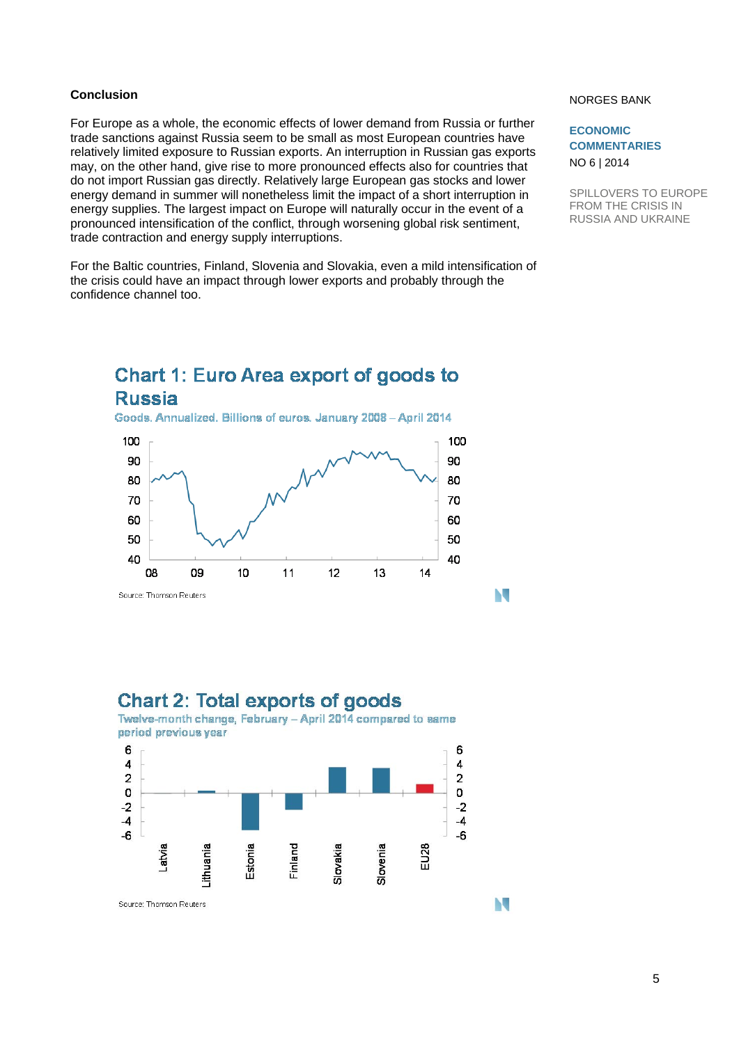## Conclusion

For Europe as a whole, the economic effects of lower demand from Russia or further trade sanctions against Russia seem to be small as most European countries have relatively limited exposure to Russian exports. An interruption in Russian gas exports may, on the other hand, give rise to more pronounced effects also for countries that do not import Russian gas directly. Relatively large European gas stocks and lower energy demand in summer will nonetheless limit the impact of a short interruption in energy supplies. The largest impact on Europe will naturally occur in the event of a pronounced intensification of the conflict, through worsening global risk sentiment, trade contraction and energy supply interruptions.

For the Baltic countries, Finland, Slovenia and Slovakia, even a mild intensification of the crisis could have an impact through lower exports and probably through the confidence channel too.

### Chart 1: Euro Area export of goods to Russia

Goods. Annualized. Billions of euros. January 2008 – April 2014

Source: Thomson Reuters

### Chart 2: Total exports of goods

Twelve-month change, February – April 2014 compared to same period previous year

Source: Thomson Reuters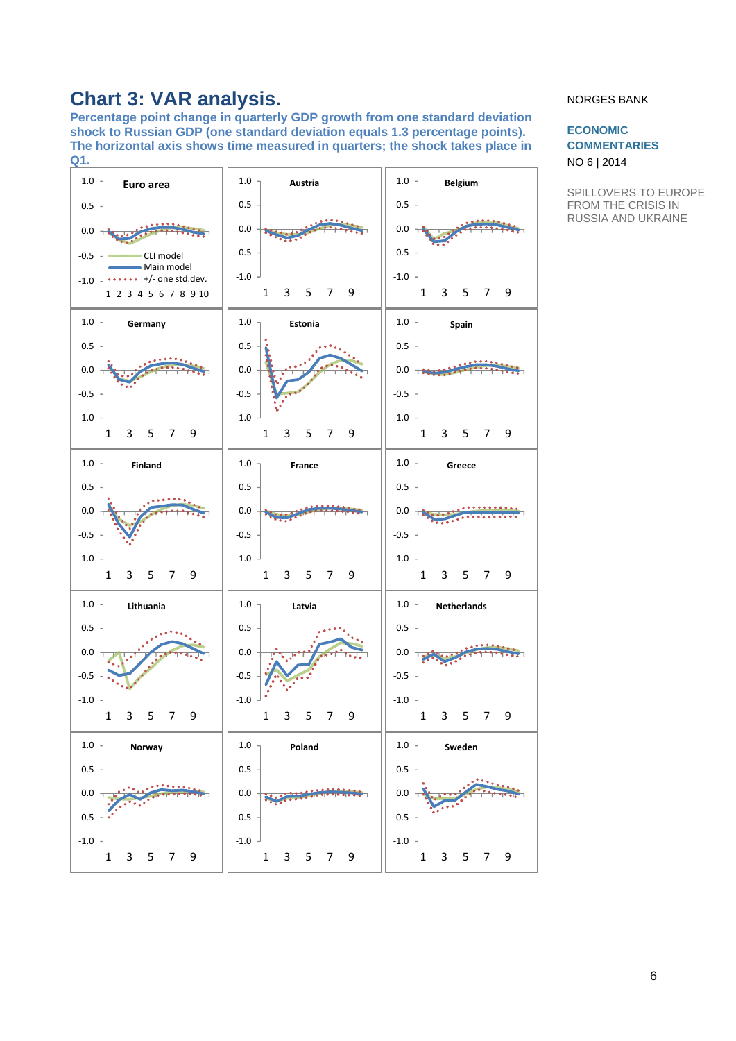# Chart 3: VAR analysis.

**Percentage point change in quarterly GDP growth from one standard deviation shock to Russian GDP (one standard deviation equals 1.3 percentage points). The horizontal axis shows time measured in quarters; the shock takes place in Q1.**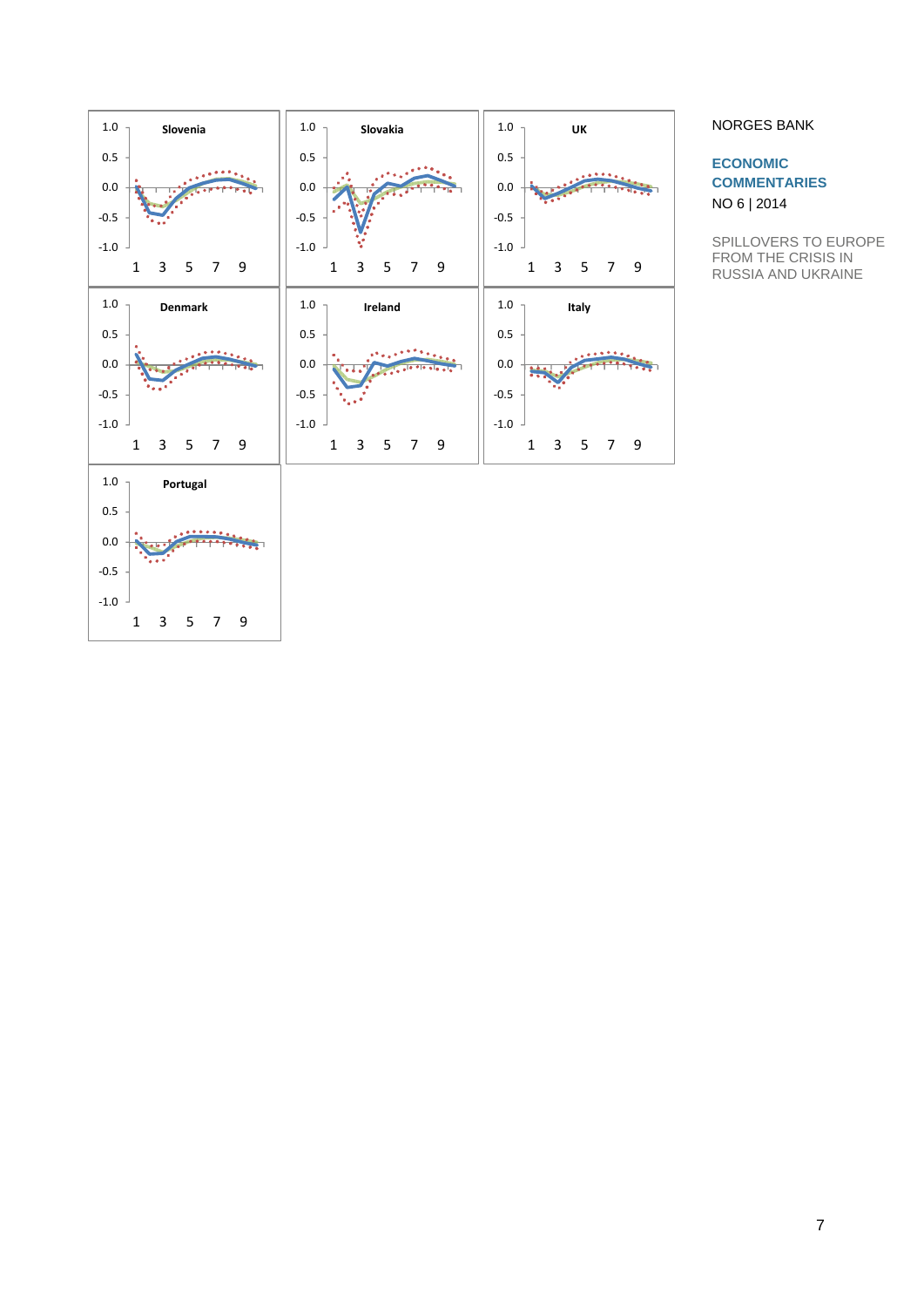Slovenia

Slovakia

UK

Denmark

Ireland

Italy

Portugal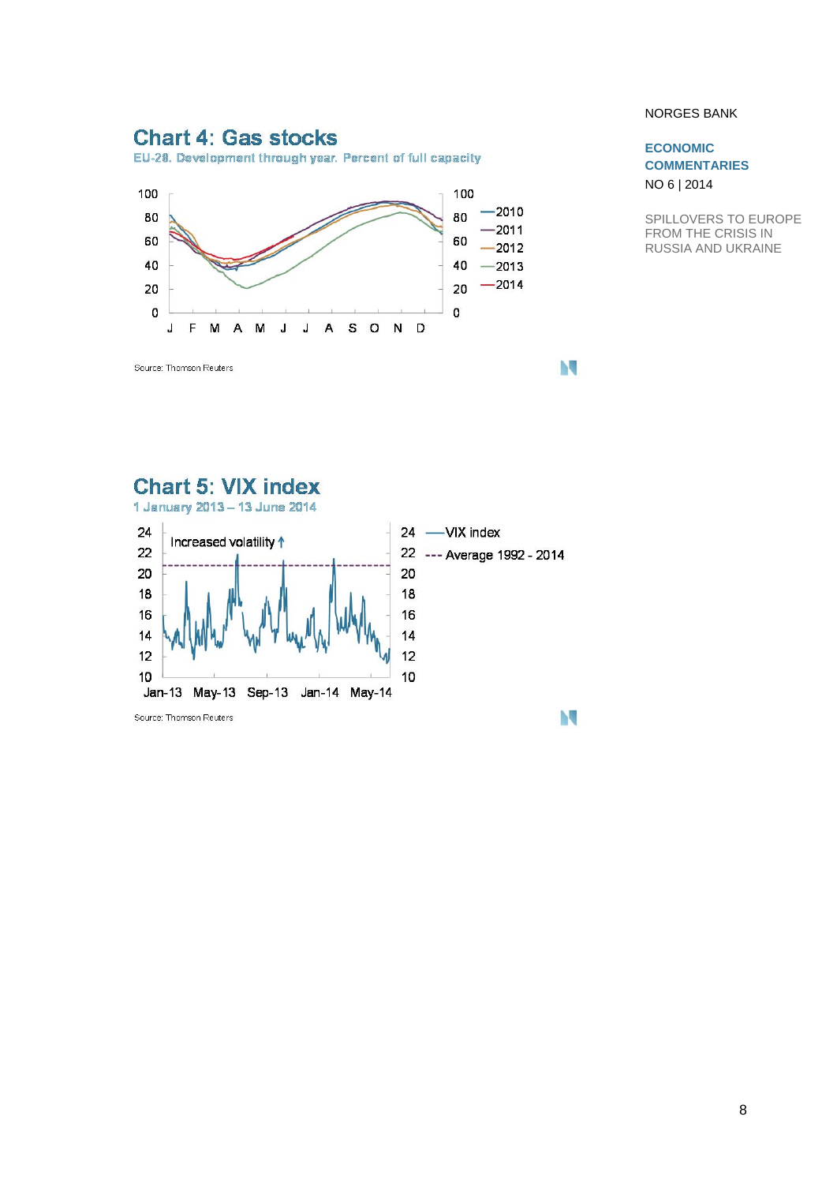## Chart 4: Gas stocks

EU-28. Development through year. Percent of full capacity

Source: Thomson Reuters

## Chart 5: VIX index

1 January 2013 – 13 June 2014

Source: Thomson Reuters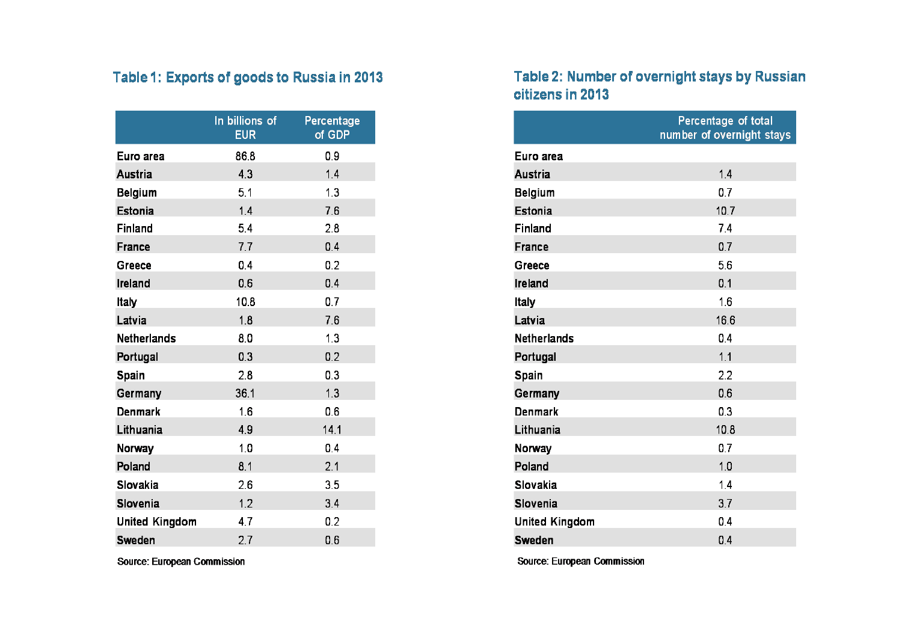### Table 1: Exports of goods to Russia in 2013

| | In billions of EUR | Percentage of GDP |
|---|---|---|
| Euro area | 86.8 | 0.9 |
| Austria | 4.3 | 1.4 |
| Belgium | 5.1 | 1.3 |
| Estonia | 1.4 | 7.6 |
| Finland | 5.4 | 2.8 |
| France | 7.7 | 0.4 |
| Greece | 0.4 | 0.2 |
| Ireland | 0.6 | 0.4 |
| Italy | 10.8 | 0.7 |
| Latvia | 1.8 | 7.6 |
| Netherlands | 8.0 | 1.3 |
| Portugal | 0.3 | 0.2 |
| Spain | 2.8 | 0.3 |
| Germany | 36.1 | 1.3 |
| Denmark | 1.6 | 0.6 |
| Lithuania | 4.9 | 14.1 |
| Norway | 1.0 | 0.4 |
| Poland | 8.1 | 2.1 |
| Slovakia | 2.6 | 3.5 |
| Slovenia | 1.2 | 3.4 |
| United Kingdom | 4.7 | 0.2 |
| Sweden | 2.7 | 0.6 |

Source: European Commission

### Table 2: Number of overnight stays by Russian citizens in 2013

| | Percentage of total number of overnight stays |
|---|---|
| Euro area | |
| Austria | 1.4 |
| Belgium | 0.7 |
| Estonia | 10.7 |
| Finland | 7.4 |
| France | 0.7 |
| Greece | 5.6 |
| Ireland | 0.1 |
| Italy | 1.6 |
| Latvia | 16.6 |
| Netherlands | 0.4 |
| Portugal | 1.1 |
| Spain | 2.2 |
| Germany | 0.6 |
| Denmark | 0.3 |
| Lithuania | 10.8 |
| Norway | 0.7 |
| Poland | 1.0 |
| Slovakia | 1.4 |
| Slovenia | 3.7 |
| United Kingdom | 0.4 |
| Sweden | 0.4 |

Source: European Commission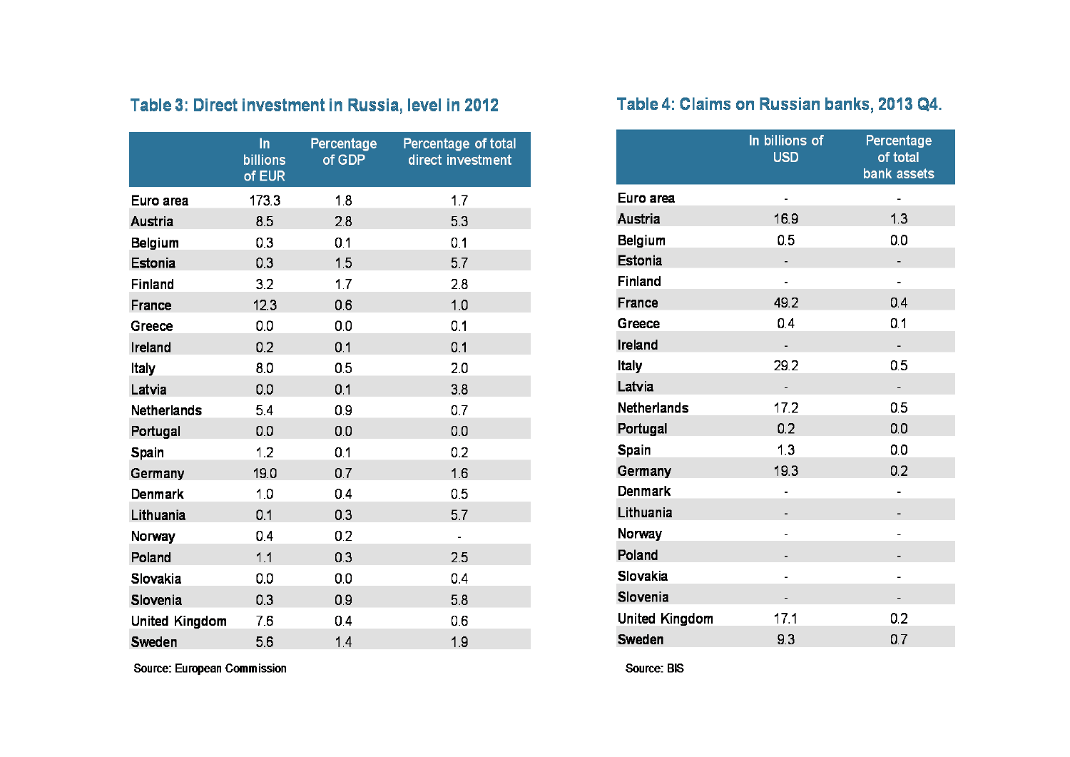### Table 3: Direct investment in Russia, level in 2012

| | In billions of EUR | Percentage of GDP | Percentage of total direct investment |
|---|---|---|---|
| Euro area | 173.3 | 1.8 | 1.7 |
| Austria | 8.5 | 2.8 | 5.3 |
| Belgium | 0.3 | 0.1 | 0.1 |
| Estonia | 0.3 | 1.5 | 5.7 |
| Finland | 3.2 | 1.7 | 2.8 |
| France | 12.3 | 0.6 | 1.0 |
| Greece | 0.0 | 0.0 | 0.1 |
| Ireland | 0.2 | 0.1 | 0.1 |
| Italy | 8.0 | 0.5 | 2.0 |
| Latvia | 0.0 | 0.1 | 3.8 |
| Netherlands | 5.4 | 0.9 | 0.7 |
| Portugal | 0.0 | 0.0 | 0.0 |
| Spain | 1.2 | 0.1 | 0.2 |
| Germany | 19.0 | 0.7 | 1.6 |
| Denmark | 1.0 | 0.4 | 0.5 |
| Lithuania | 0.1 | 0.3 | 5.7 |
| Norway | 0.4 | 0.2 | - |
| Poland | 1.1 | 0.3 | 2.5 |
| Slovakia | 0.0 | 0.0 | 0.4 |
| Slovenia | 0.3 | 0.9 | 5.8 |
| United Kingdom | 7.6 | 0.4 | 0.6 |
| Sweden | 5.6 | 1.4 | 1.9 |

Source: European Commission

### Table 4: Claims on Russian banks, 2013 Q4.

| | In billions of USD | Percentage of total bank assets |
|---|---|---|
| Euro area | - | - |
| Austria | 16.9 | 1.3 |
| Belgium | 0.5 | 0.0 |
| Estonia | - | - |
| Finland | - | - |
| France | 49.2 | 0.4 |
| Greece | 0.4 | 0.1 |
| Ireland | - | - |
| Italy | 29.2 | 0.5 |
| Latvia | - | - |
| Netherlands | 17.2 | 0.5 |
| Portugal | 0.2 | 0.0 |
| Spain | 1.3 | 0.0 |
| Germany | 19.3 | 0.2 |
| Denmark | - | - |
| Lithuania | - | - |
| Norway | - | - |
| Poland | - | - |
| Slovakia | - | - |
| Slovenia | - | - |
| United Kingdom | 17.1 | 0.2 |
| Sweden | 9.3 | 0.7 |

Source: BIS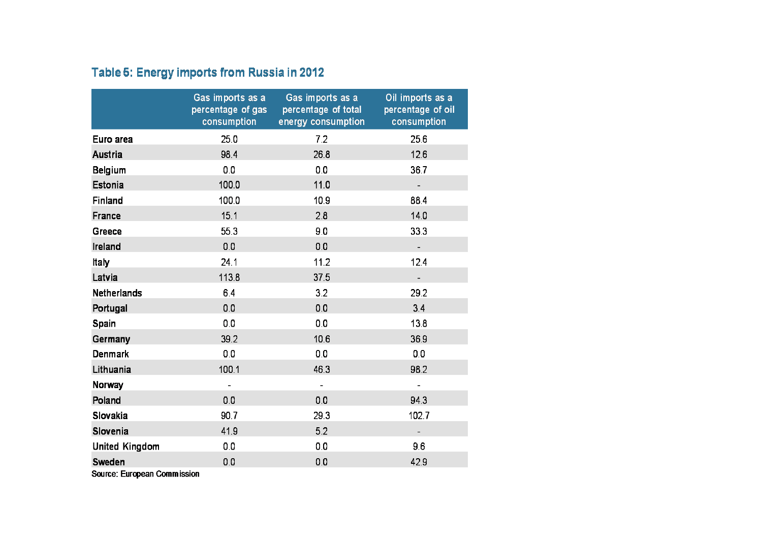### Table 5: Energy imports from Russia in 2012

| | Gas imports as a percentage of gas consumption | Gas imports as a percentage of total energy consumption | Oil imports as a percentage of oil consumption |
|---|---|---|---|
| Euro area | 25.0 | 7.2 | 25.6 |
| Austria | 98.4 | 26.8 | 12.6 |
| Belgium | 0.0 | 0.0 | 36.7 |
| Estonia | 100.0 | 11.0 | - |
| Finland | 100.0 | 10.9 | 88.4 |
| France | 15.1 | 2.8 | 14.0 |
| Greece | 55.3 | 9.0 | 33.3 |
| Ireland | 0.0 | 0.0 | - |
| Italy | 24.1 | 11.2 | 12.4 |
| Latvia | 113.8 | 37.5 | - |
| Netherlands | 6.4 | 3.2 | 29.2 |
| Portugal | 0.0 | 0.0 | 3.4 |
| Spain | 0.0 | 0.0 | 13.8 |
| Germany | 39.2 | 10.6 | 36.9 |
| Denmark | 0.0 | 0.0 | 0.0 |
| Lithuania | 100.1 | 46.3 | 98.2 |
| Norway | - | - | - |
| Poland | 0.0 | 0.0 | 94.3 |
| Slovakia | 90.7 | 29.3 | 102.7 |
| Slovenia | 41.9 | 5.2 | - |
| United Kingdom | 0.0 | 0.0 | 9.6 |
| Sweden | 0.0 | 0.0 | 42.9 |

Source: European Commission